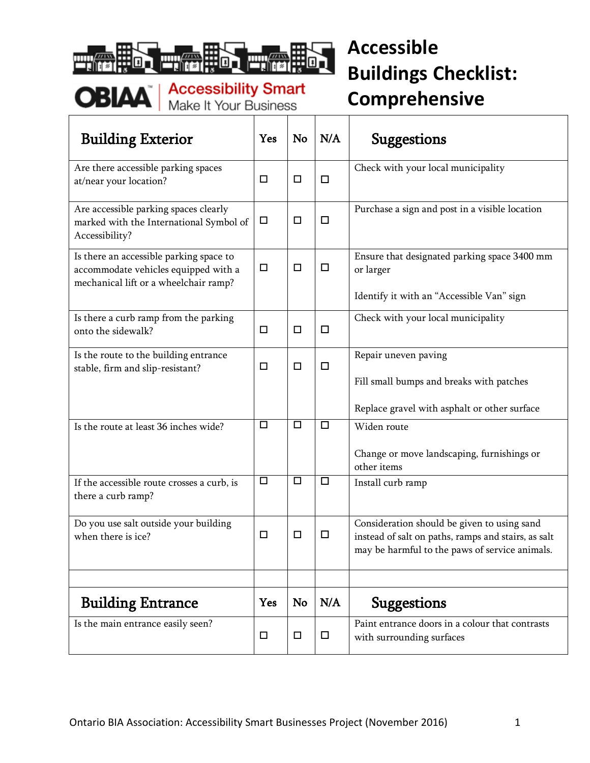OBIAA | Accessibility Smart
Make It Your Business

# Accessible Buildings Checklist: Comprehensive

| Building Exterior | Yes | No | N/A | Suggestions |
|---|---|---|---|---|
| Are there accessible parking spaces at/near your location? | ☐ | ☐ | ☐ | Check with your local municipality |
| Are accessible parking spaces clearly marked with the International Symbol of Accessibility? | ☐ | ☐ | ☐ | Purchase a sign and post in a visible location |
| Is there an accessible parking space to accommodate vehicles equipped with a mechanical lift or a wheelchair ramp? | ☐ | ☐ | ☐ | Ensure that designated parking space 3400 mm or larger<br><br>Identify it with an "Accessible Van" sign |
| Is there a curb ramp from the parking onto the sidewalk? | ☐ | ☐ | ☐ | Check with your local municipality |
| Is the route to the building entrance stable, firm and slip-resistant? | ☐ | ☐ | ☐ | Repair uneven paving<br><br>Fill small bumps and breaks with patches<br><br>Replace gravel with asphalt or other surface |
| Is the route at least 36 inches wide? | ☐ | ☐ | ☐ | Widen route<br><br>Change or move landscaping, furnishings or other items |
| If the accessible route crosses a curb, is there a curb ramp? | ☐ | ☐ | ☐ | Install curb ramp |
| Do you use salt outside your building when there is ice? | ☐ | ☐ | ☐ | Consideration should be given to using sand instead of salt on paths, ramps and stairs, as salt may be harmful to the paws of service animals. |
| | | | | |

| Building Entrance | Yes | No | N/A | Suggestions |
|---|---|---|---|---|
| Is the main entrance easily seen? | ☐ | ☐ | ☐ | Paint entrance doors in a colour that contrasts with surrounding surfaces |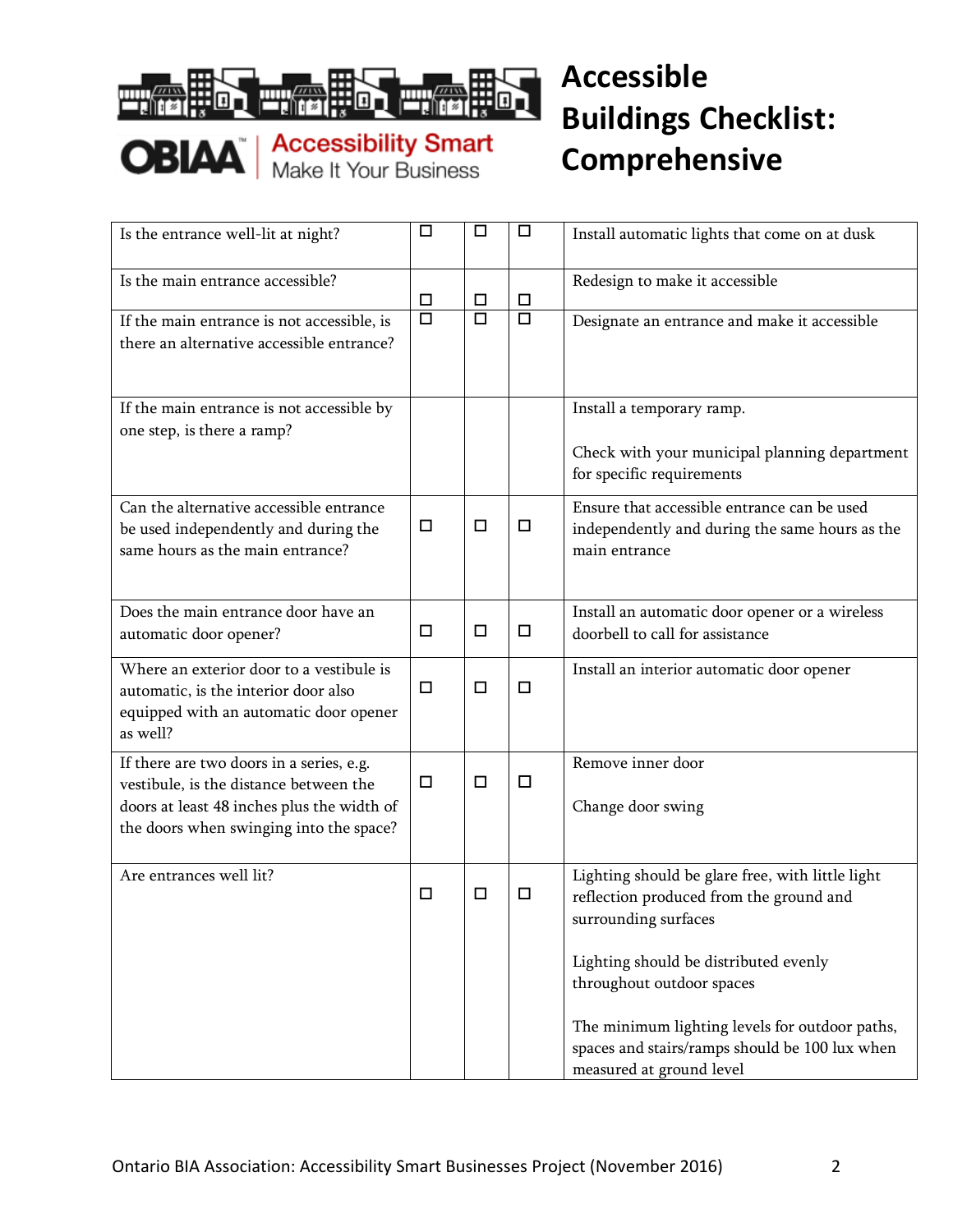# Accessible Buildings Checklist: Comprehensive

OBIAA Accessibility Smart — Make It Your Business

| | | | | |
|---|---|---|---|---|
| Is the entrance well-lit at night? | ☐ | ☐ | ☐ | Install automatic lights that come on at dusk |
| Is the main entrance accessible? | ☐ | ☐ | ☐ | Redesign to make it accessible |
| If the main entrance is not accessible, is there an alternative accessible entrance? | ☐ | ☐ | ☐ | Designate an entrance and make it accessible |
| If the main entrance is not accessible by one step, is there a ramp? | | | | Install a temporary ramp.<br><br>Check with your municipal planning department for specific requirements |
| Can the alternative accessible entrance be used independently and during the same hours as the main entrance? | ☐ | ☐ | ☐ | Ensure that accessible entrance can be used independently and during the same hours as the main entrance |
| Does the main entrance door have an automatic door opener? | ☐ | ☐ | ☐ | Install an automatic door opener or a wireless doorbell to call for assistance |
| Where an exterior door to a vestibule is automatic, is the interior door also equipped with an automatic door opener as well? | ☐ | ☐ | ☐ | Install an interior automatic door opener |
| If there are two doors in a series, e.g. vestibule, is the distance between the doors at least 48 inches plus the width of the doors when swinging into the space? | ☐ | ☐ | ☐ | Remove inner door<br><br>Change door swing |
| Are entrances well lit? | ☐ | ☐ | ☐ | Lighting should be glare free, with little light reflection produced from the ground and surrounding surfaces<br><br>Lighting should be distributed evenly throughout outdoor spaces<br><br>The minimum lighting levels for outdoor paths, spaces and stairs/ramps should be 100 lux when measured at ground level |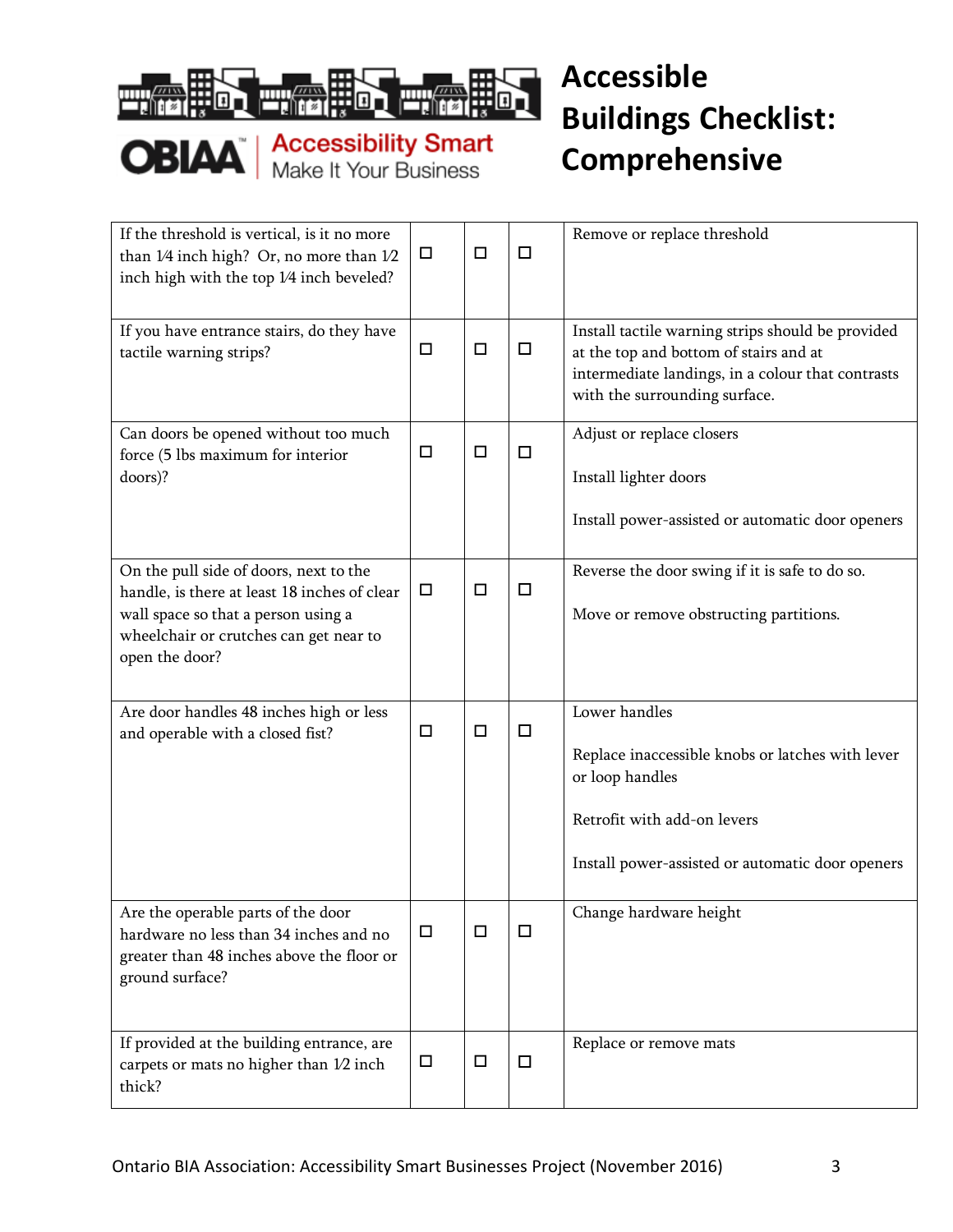# Accessible Buildings Checklist: Comprehensive

OBIAA | Accessibility Smart — Make It Your Business

| | | | | |
|---|---|---|---|---|
| If the threshold is vertical, is it no more than 1⁄4 inch high? Or, no more than 1⁄2 inch high with the top 1⁄4 inch beveled? | ☐ | ☐ | ☐ | Remove or replace threshold |
| If you have entrance stairs, do they have tactile warning strips? | ☐ | ☐ | ☐ | Install tactile warning strips should be provided at the top and bottom of stairs and at intermediate landings, in a colour that contrasts with the surrounding surface. |
| Can doors be opened without too much force (5 lbs maximum for interior doors)? | ☐ | ☐ | ☐ | Adjust or replace closers<br><br>Install lighter doors<br><br>Install power-assisted or automatic door openers |
| On the pull side of doors, next to the handle, is there at least 18 inches of clear wall space so that a person using a wheelchair or crutches can get near to open the door? | ☐ | ☐ | ☐ | Reverse the door swing if it is safe to do so.<br><br>Move or remove obstructing partitions. |
| Are door handles 48 inches high or less and operable with a closed fist? | ☐ | ☐ | ☐ | Lower handles<br><br>Replace inaccessible knobs or latches with lever or loop handles<br><br>Retrofit with add-on levers<br><br>Install power-assisted or automatic door openers |
| Are the operable parts of the door hardware no less than 34 inches and no greater than 48 inches above the floor or ground surface? | ☐ | ☐ | ☐ | Change hardware height |
| If provided at the building entrance, are carpets or mats no higher than 1⁄2 inch thick? | ☐ | ☐ | ☐ | Replace or remove mats |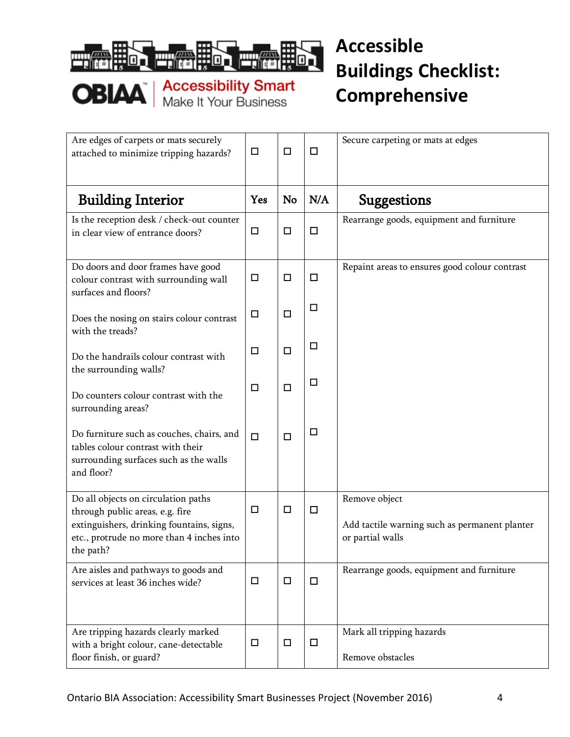# Accessible Buildings Checklist: Comprehensive

| | | | | |
|---|---|---|---|---|
| Are edges of carpets or mats securely attached to minimize tripping hazards? | ☐ | ☐ | ☐ | Secure carpeting or mats at edges |

| Building Interior | Yes | No | N/A | Suggestions |
|---|---|---|---|---|
| Is the reception desk / check-out counter in clear view of entrance doors? | ☐ | ☐ | ☐ | Rearrange goods, equipment and furniture |
| Do doors and door frames have good colour contrast with surrounding wall surfaces and floors? | ☐ | ☐ | ☐ | Repaint areas to ensures good colour contrast |
| Does the nosing on stairs colour contrast with the treads? | ☐ | ☐ | ☐ | |
| Do the handrails colour contrast with the surrounding walls? | ☐ | ☐ | ☐ | |
| Do counters colour contrast with the surrounding areas? | ☐ | ☐ | ☐ | |
| Do furniture such as couches, chairs, and tables colour contrast with their surrounding surfaces such as the walls and floor? | ☐ | ☐ | ☐ | |
| Do all objects on circulation paths through public areas, e.g. fire extinguishers, drinking fountains, signs, etc., protrude no more than 4 inches into the path? | ☐ | ☐ | ☐ | Remove object<br><br>Add tactile warning such as permanent planter or partial walls |
| Are aisles and pathways to goods and services at least 36 inches wide? | ☐ | ☐ | ☐ | Rearrange goods, equipment and furniture |
| Are tripping hazards clearly marked with a bright colour, cane-detectable floor finish, or guard? | ☐ | ☐ | ☐ | Mark all tripping hazards<br><br>Remove obstacles |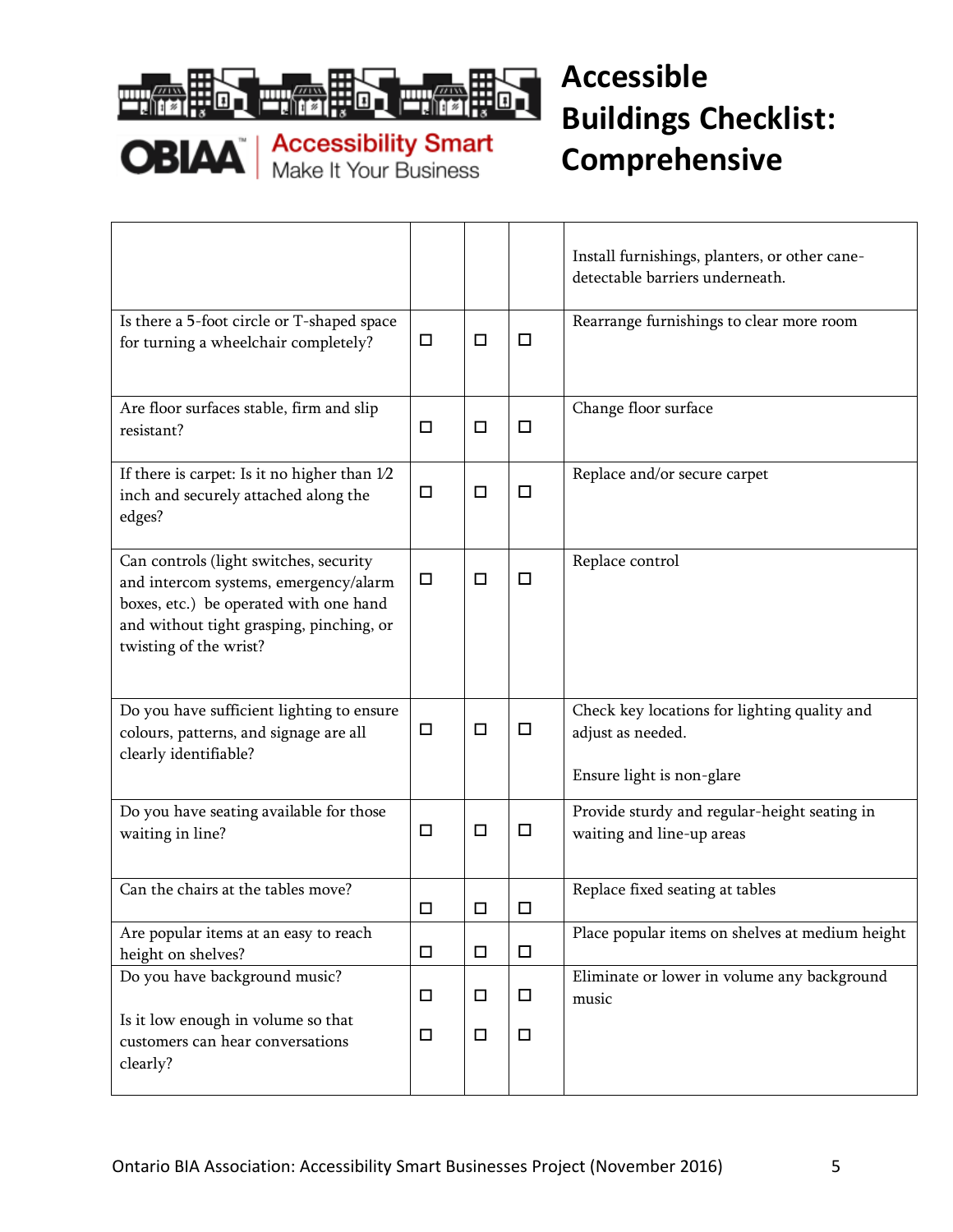# Accessible Buildings Checklist: Comprehensive

| | | | | |
|---|---|---|---|---|
| | | | | Install furnishings, planters, or other cane-detectable barriers underneath. |
| Is there a 5-foot circle or T-shaped space for turning a wheelchair completely? | ☐ | ☐ | ☐ | Rearrange furnishings to clear more room |
| Are floor surfaces stable, firm and slip resistant? | ☐ | ☐ | ☐ | Change floor surface |
| If there is carpet: Is it no higher than 1⁄2 inch and securely attached along the edges? | ☐ | ☐ | ☐ | Replace and/or secure carpet |
| Can controls (light switches, security and intercom systems, emergency/alarm boxes, etc.) be operated with one hand and without tight grasping, pinching, or twisting of the wrist? | ☐ | ☐ | ☐ | Replace control |
| Do you have sufficient lighting to ensure colours, patterns, and signage are all clearly identifiable? | ☐ | ☐ | ☐ | Check key locations for lighting quality and adjust as needed.<br><br>Ensure light is non-glare |
| Do you have seating available for those waiting in line? | ☐ | ☐ | ☐ | Provide sturdy and regular-height seating in waiting and line-up areas |
| Can the chairs at the tables move? | ☐ | ☐ | ☐ | Replace fixed seating at tables |
| Are popular items at an easy to reach height on shelves? | ☐ | ☐ | ☐ | Place popular items on shelves at medium height |
| Do you have background music?<br><br>Is it low enough in volume so that customers can hear conversations clearly? | ☐<br><br>☐ | ☐<br><br>☐ | ☐<br><br>☐ | Eliminate or lower in volume any background music |

Ontario BIA Association: Accessibility Smart Businesses Project (November 2016)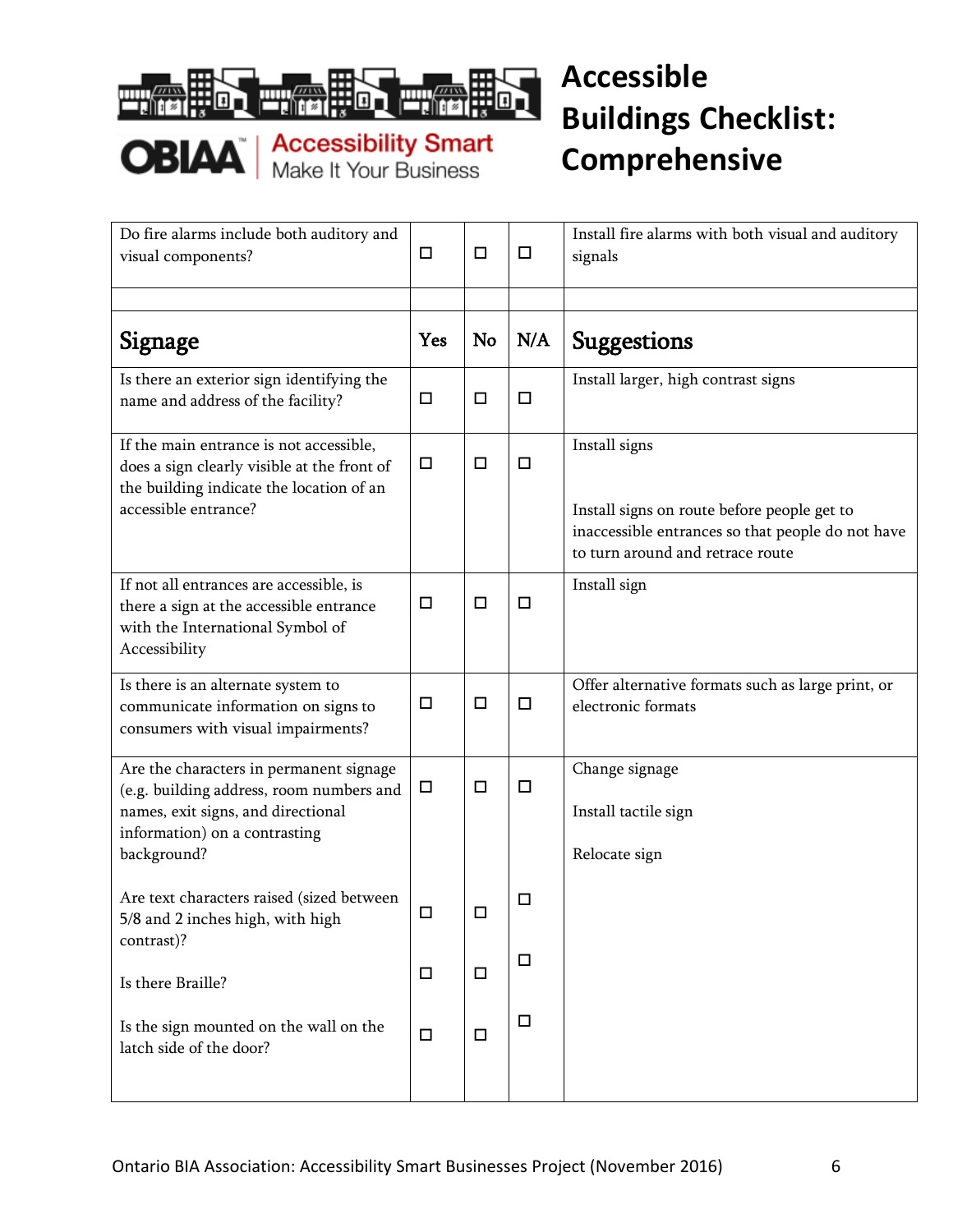# Accessible Buildings Checklist: Comprehensive

| | | | | |
|---|---|---|---|---|
| Do fire alarms include both auditory and visual components? | ☐ | ☐ | ☐ | Install fire alarms with both visual and auditory signals |
| | | | | |
| **Signage** | **Yes** | **No** | **N/A** | **Suggestions** |
| Is there an exterior sign identifying the name and address of the facility? | ☐ | ☐ | ☐ | Install larger, high contrast signs |
| If the main entrance is not accessible, does a sign clearly visible at the front of the building indicate the location of an accessible entrance? | ☐ | ☐ | ☐ | Install signs<br><br>Install signs on route before people get to inaccessible entrances so that people do not have to turn around and retrace route |
| If not all entrances are accessible, is there a sign at the accessible entrance with the International Symbol of Accessibility | ☐ | ☐ | ☐ | Install sign |
| Is there an alternate system to communicate information on signs to consumers with visual impairments? | ☐ | ☐ | ☐ | Offer alternative formats such as large print, or electronic formats |
| Are the characters in permanent signage (e.g. building address, room numbers and names, exit signs, and directional information) on a contrasting background?<br><br>Are text characters raised (sized between 5/8 and 2 inches high, with high contrast)?<br><br>Is there Braille?<br><br>Is the sign mounted on the wall on the latch side of the door? | ☐<br><br>☐<br><br>☐<br><br>☐ | ☐<br><br>☐<br><br>☐<br><br>☐ | ☐<br><br>☐<br><br>☐<br><br>☐ | Change signage<br><br>Install tactile sign<br><br>Relocate sign |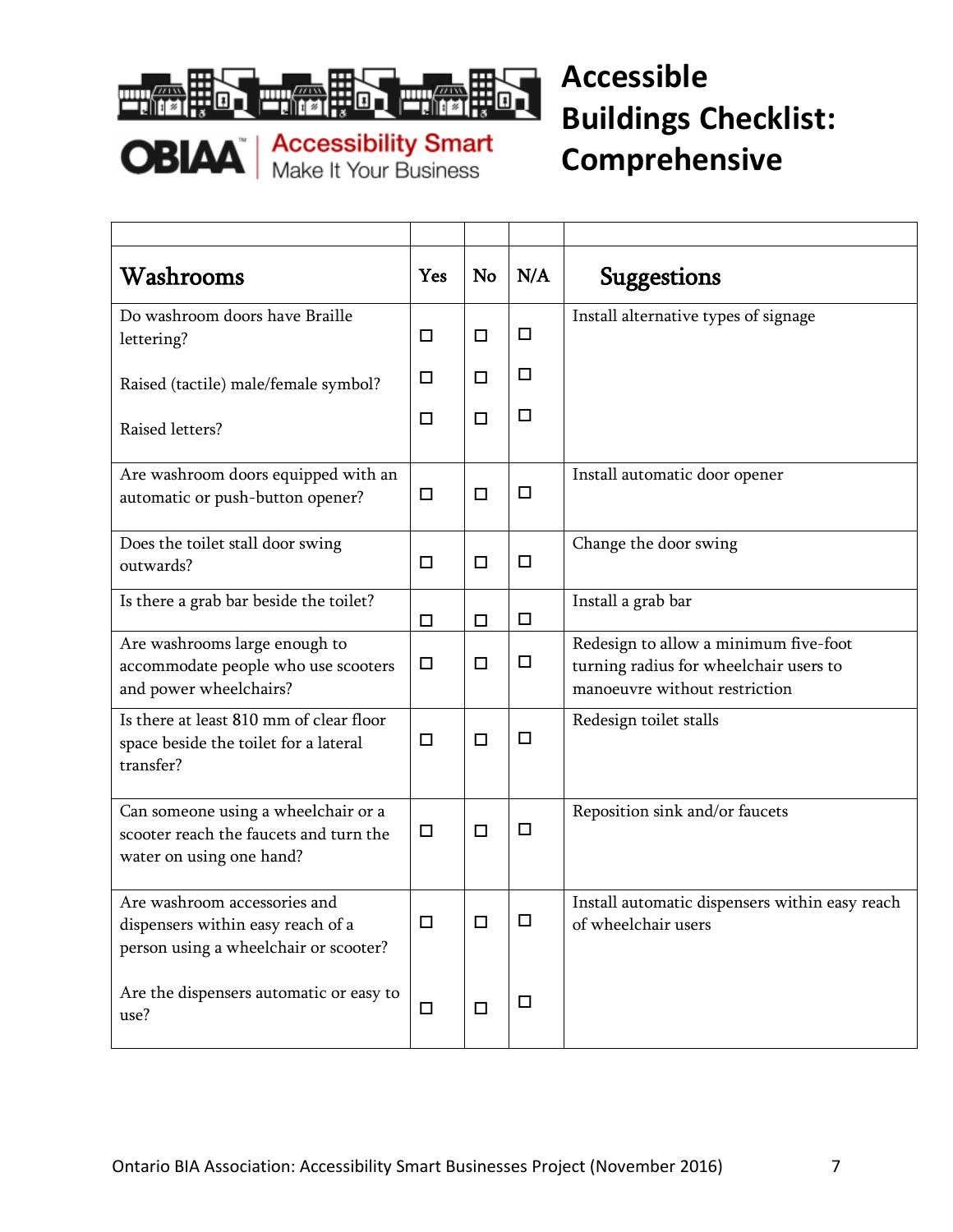# Accessible Buildings Checklist: Comprehensive

OBIAA Accessibility Smart
Make It Your Business

| Washrooms | Yes | No | N/A | Suggestions |
|---|---|---|---|---|
| Do washroom doors have Braille lettering?<br><br>Raised (tactile) male/female symbol?<br><br>Raised letters? | ☐<br><br>☐<br><br>☐ | ☐<br><br>☐<br><br>☐ | ☐<br><br>☐<br><br>☐ | Install alternative types of signage |
| Are washroom doors equipped with an automatic or push-button opener? | ☐ | ☐ | ☐ | Install automatic door opener |
| Does the toilet stall door swing outwards? | ☐ | ☐ | ☐ | Change the door swing |
| Is there a grab bar beside the toilet? | ☐ | ☐ | ☐ | Install a grab bar |
| Are washrooms large enough to accommodate people who use scooters and power wheelchairs? | ☐ | ☐ | ☐ | Redesign to allow a minimum five-foot turning radius for wheelchair users to manoeuvre without restriction |
| Is there at least 810 mm of clear floor space beside the toilet for a lateral transfer? | ☐ | ☐ | ☐ | Redesign toilet stalls |
| Can someone using a wheelchair or a scooter reach the faucets and turn the water on using one hand? | ☐ | ☐ | ☐ | Reposition sink and/or faucets |
| Are washroom accessories and dispensers within easy reach of a person using a wheelchair or scooter?<br><br>Are the dispensers automatic or easy to use? | ☐<br><br>☐ | ☐<br><br>☐ | ☐<br><br>☐ | Install automatic dispensers within easy reach of wheelchair users |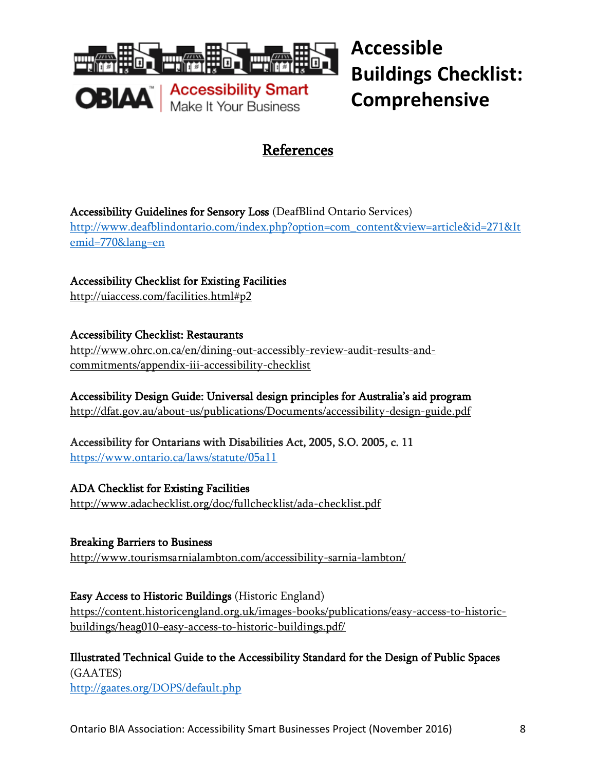## References

**Accessibility Guidelines for Sensory Loss** (DeafBlind Ontario Services)
http://www.deafblindontario.com/index.php?option=com_content&view=article&id=271&Itemid=770&lang=en

**Accessibility Checklist for Existing Facilities**
http://uiaccess.com/facilities.html#p2

**Accessibility Checklist: Restaurants**
http://www.ohrc.on.ca/en/dining-out-accessibly-review-audit-results-and-commitments/appendix-iii-accessibility-checklist

**Accessibility Design Guide: Universal design principles for Australia's aid program**
http://dfat.gov.au/about-us/publications/Documents/accessibility-design-guide.pdf

**Accessibility for Ontarians with Disabilities Act, 2005, S.O. 2005, c. 11**
https://www.ontario.ca/laws/statute/05a11

**ADA Checklist for Existing Facilities**
http://www.adachecklist.org/doc/fullchecklist/ada-checklist.pdf

**Breaking Barriers to Business**
http://www.tourismsarnialambton.com/accessibility-sarnia-lambton/

**Easy Access to Historic Buildings** (Historic England)
https://content.historicengland.org.uk/images-books/publications/easy-access-to-historic-buildings/heag010-easy-access-to-historic-buildings.pdf/

**Illustrated Technical Guide to the Accessibility Standard for the Design of Public Spaces** (GAATES)
http://gaates.org/DOPS/default.php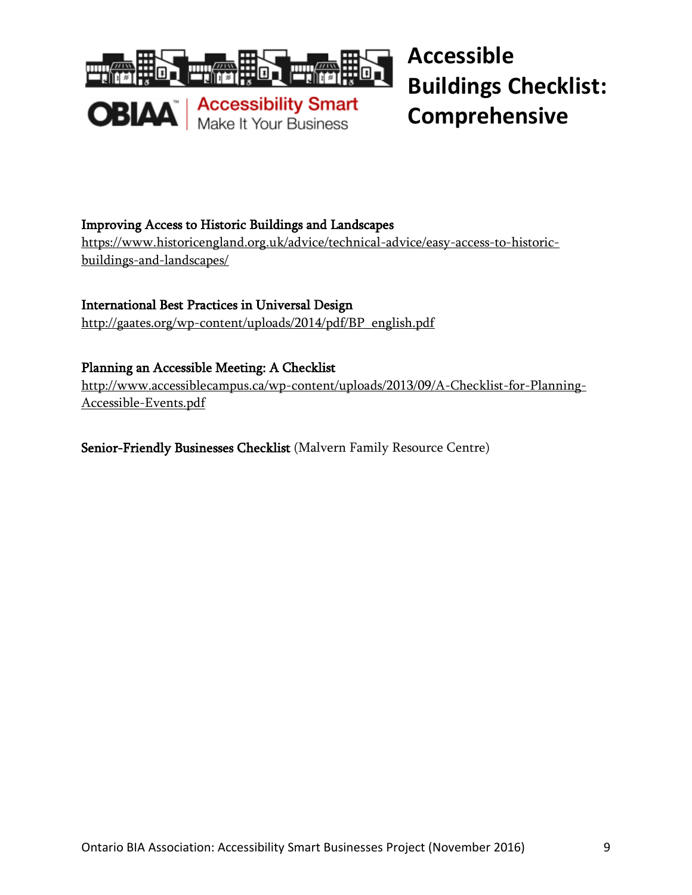**Improving Access to Historic Buildings and Landscapes**
https://www.historicengland.org.uk/advice/technical-advice/easy-access-to-historic-buildings-and-landscapes/

**International Best Practices in Universal Design**
http://gaates.org/wp-content/uploads/2014/pdf/BP_english.pdf

**Planning an Accessible Meeting: A Checklist**
http://www.accessiblecampus.ca/wp-content/uploads/2013/09/A-Checklist-for-Planning-Accessible-Events.pdf

**Senior-Friendly Businesses Checklist** (Malvern Family Resource Centre)